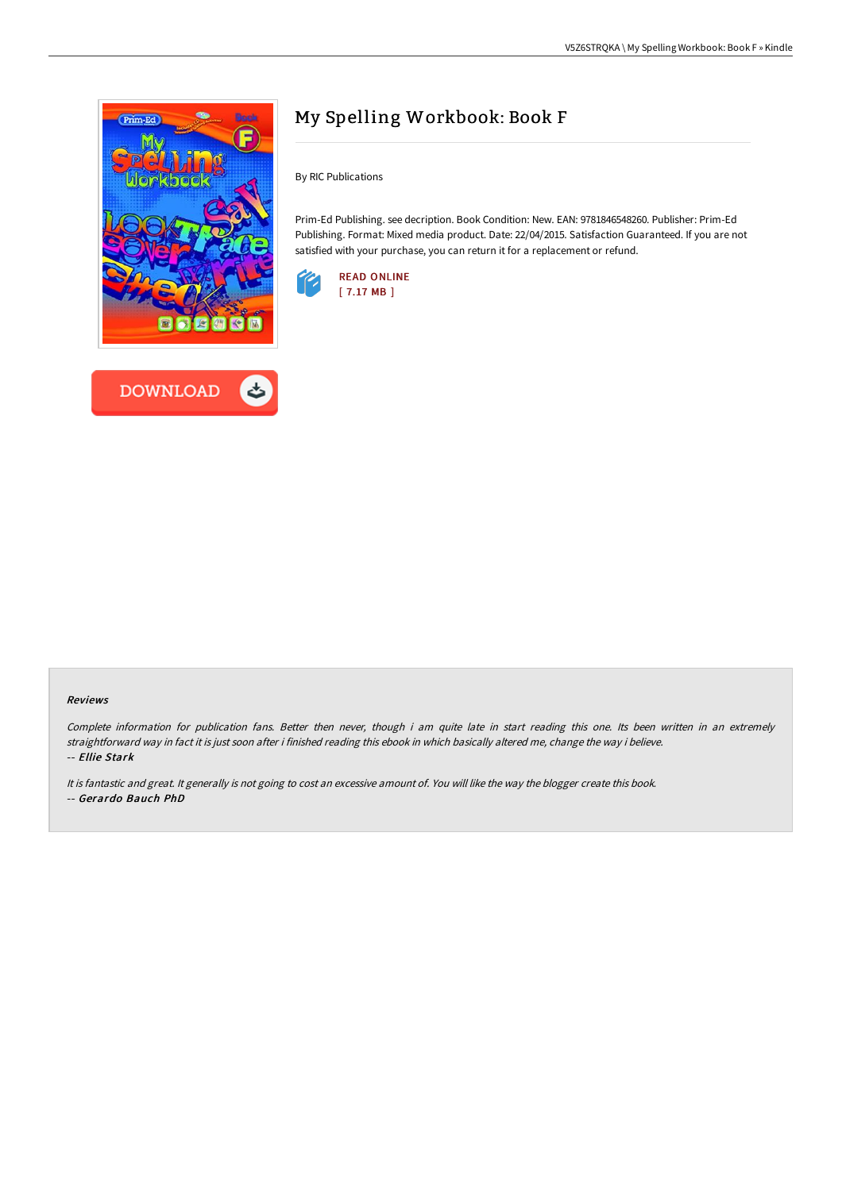# My Spelling Workbook: Book F

By RIC Publications

Prim-Ed Publishing. see decription. Book Condition: New. EAN: 9781846548260. Publisher: Prim-Ed Publishing. Format: Mixed media product. Date: 22/04/2015. Satisfaction Guaranteed. If you are not satisfied with your purchase, you can return it for a replacement or refund.

READ ONLINE
[ 7.17 MB ]

DOWNLOAD

### Reviews

*Complete information for publication fans. Better then never, though i am quite late in start reading this one. Its been written in an extremely straightforward way in fact it is just soon after i finished reading this ebook in which basically altered me, change the way i believe.*
*-- **Ellie Stark***

*It is fantastic and great. It generally is not going to cost an excessive amount of. You will like the way the blogger create this book.*
*-- **Gerardo Bauch PhD***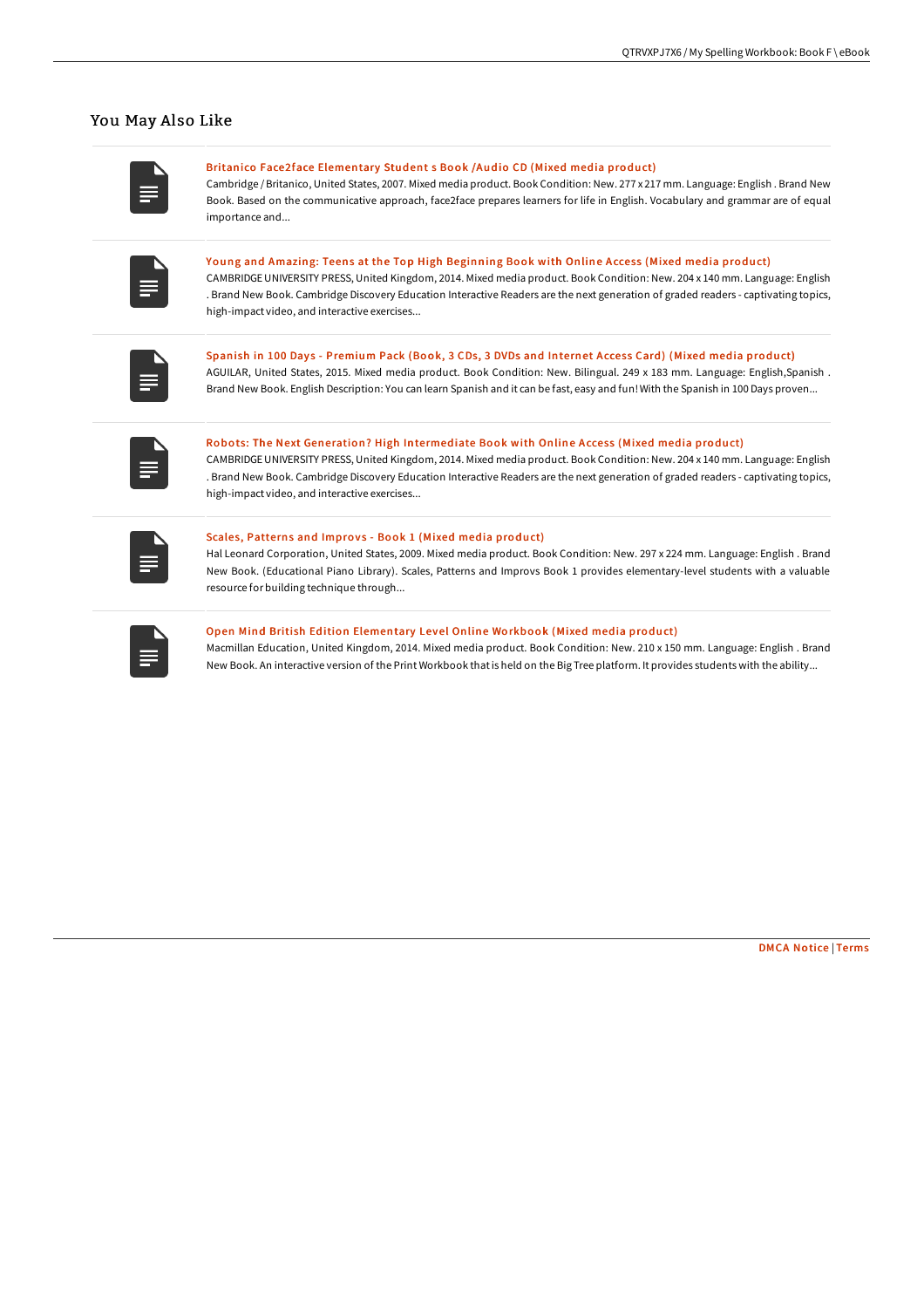## You May Also Like

**Britanico Face2face Elementary Student s Book /Audio CD (Mixed media product)**

Cambridge / Britanico, United States, 2007. Mixed media product. Book Condition: New. 277 x 217 mm. Language: English . Brand New Book. Based on the communicative approach, face2face prepares learners for life in English. Vocabulary and grammar are of equal importance and...

**Young and Amazing: Teens at the Top High Beginning Book with Online Access (Mixed media product)**

CAMBRIDGE UNIVERSITY PRESS, United Kingdom, 2014. Mixed media product. Book Condition: New. 204 x 140 mm. Language: English . Brand New Book. Cambridge Discovery Education Interactive Readers are the next generation of graded readers - captivating topics, high-impact video, and interactive exercises...

**Spanish in 100 Days - Premium Pack (Book, 3 CDs, 3 DVDs and Internet Access Card) (Mixed media product)**

AGUILAR, United States, 2015. Mixed media product. Book Condition: New. Bilingual. 249 x 183 mm. Language: English,Spanish . Brand New Book. English Description: You can learn Spanish and it can be fast, easy and fun! With the Spanish in 100 Days proven...

**Robots: The Next Generation? High Intermediate Book with Online Access (Mixed media product)**

CAMBRIDGE UNIVERSITY PRESS, United Kingdom, 2014. Mixed media product. Book Condition: New. 204 x 140 mm. Language: English . Brand New Book. Cambridge Discovery Education Interactive Readers are the next generation of graded readers - captivating topics, high-impact video, and interactive exercises...

**Scales, Patterns and Improvs - Book 1 (Mixed media product)**

Hal Leonard Corporation, United States, 2009. Mixed media product. Book Condition: New. 297 x 224 mm. Language: English . Brand New Book. (Educational Piano Library). Scales, Patterns and Improvs Book 1 provides elementary-level students with a valuable resource for building technique through...

**Open Mind British Edition Elementary Level Online Workbook (Mixed media product)**

Macmillan Education, United Kingdom, 2014. Mixed media product. Book Condition: New. 210 x 150 mm. Language: English . Brand New Book. An interactive version of the Print Workbook that is held on the Big Tree platform. It provides students with the ability...